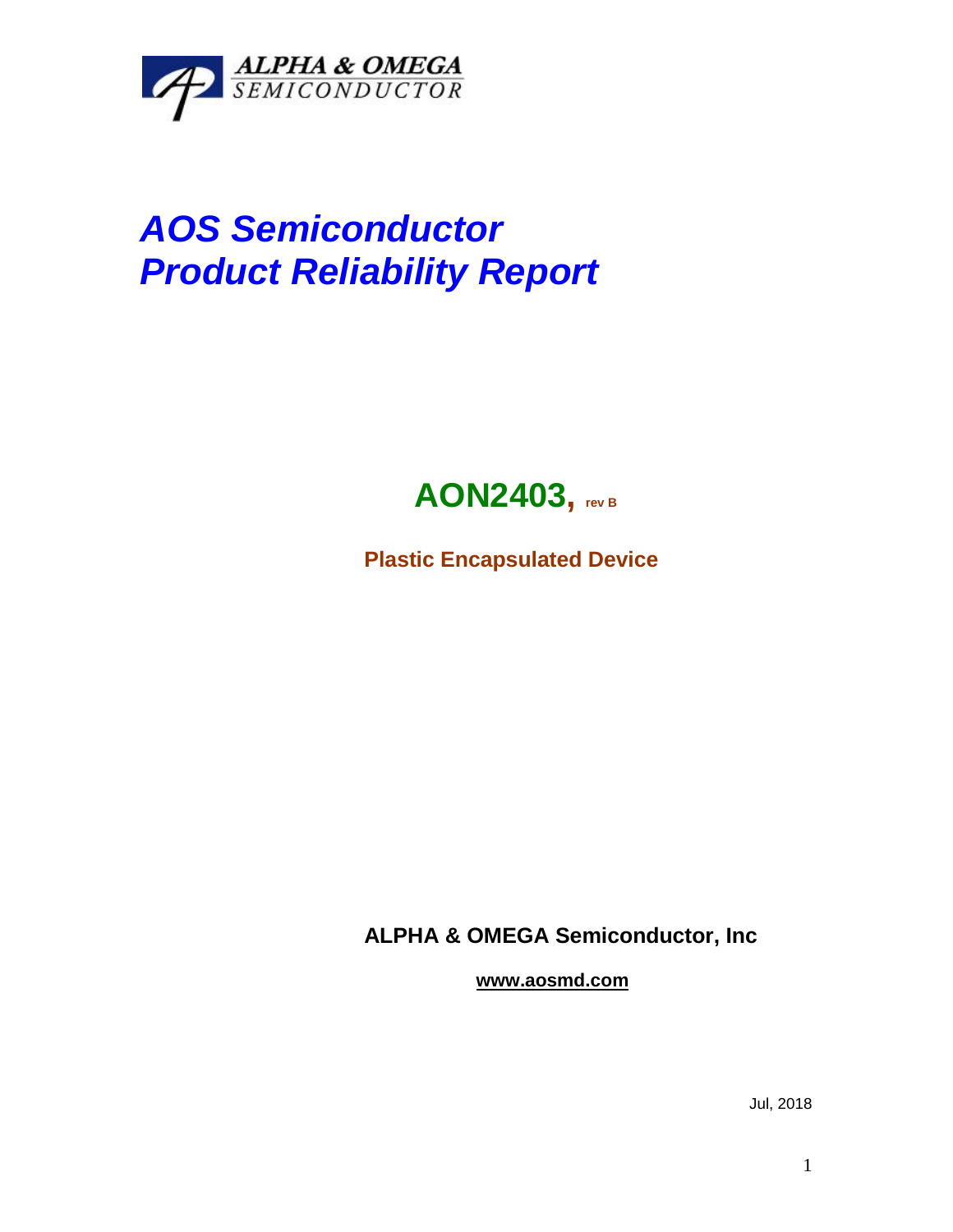ALPHA & OMEGA
SEMICONDUCTOR

# *AOS Semiconductor*
# *Product Reliability Report*

## AON2403, rev B

**Plastic Encapsulated Device**

**ALPHA & OMEGA Semiconductor, Inc**

**www.aosmd.com**

Jul, 2018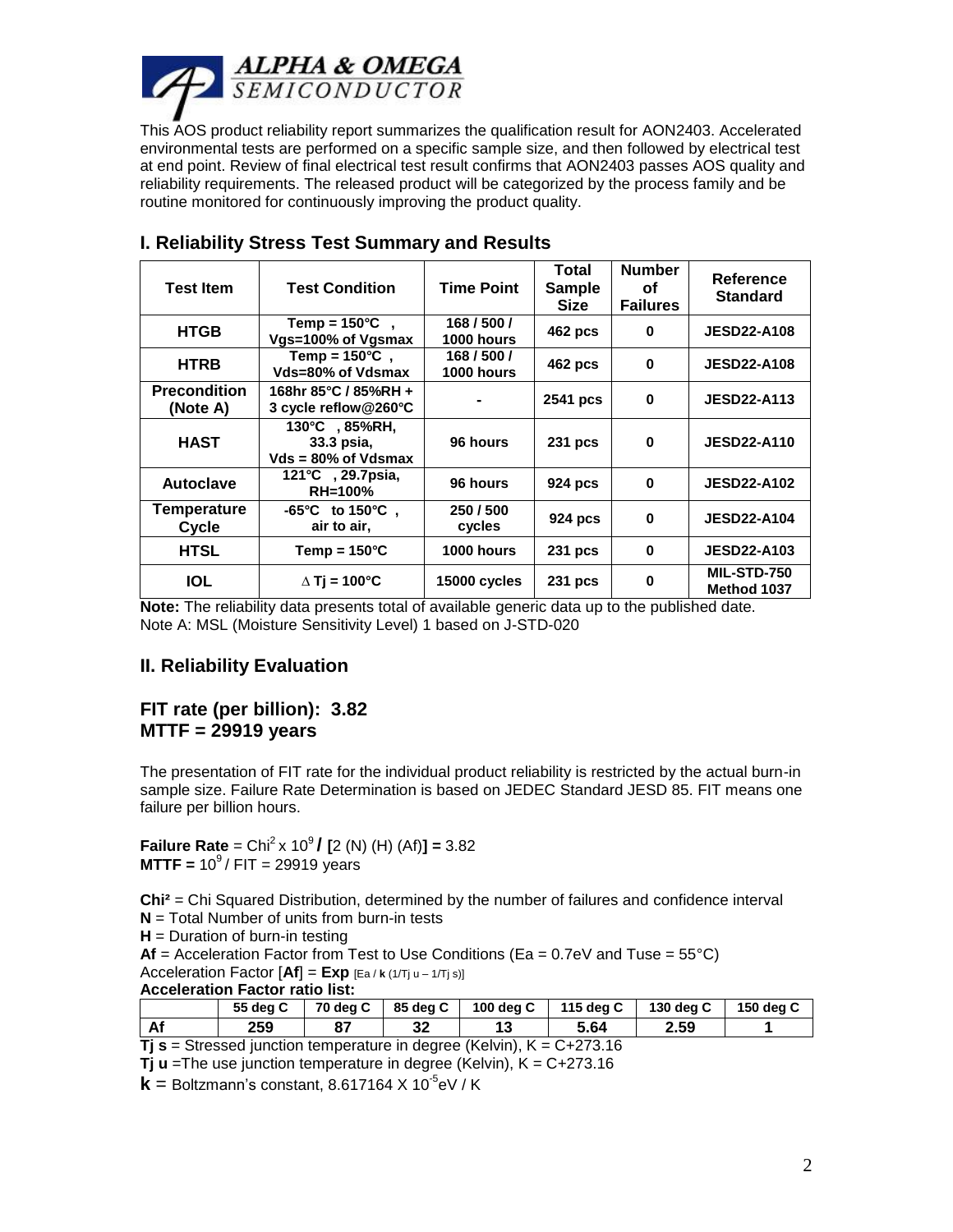This AOS product reliability report summarizes the qualification result for AON2403. Accelerated environmental tests are performed on a specific sample size, and then followed by electrical test at end point. Review of final electrical test result confirms that AON2403 passes AOS quality and reliability requirements. The released product will be categorized by the process family and be routine monitored for continuously improving the product quality.

## I. Reliability Stress Test Summary and Results

| Test Item | Test Condition | Time Point | Total Sample Size | Number of Failures | Reference Standard |
|---|---|---|---|---|---|
| HTGB | Temp = 150°C , Vgs=100% of Vgsmax | 168 / 500 / 1000 hours | 462 pcs | 0 | JESD22-A108 |
| HTRB | Temp = 150°C , Vds=80% of Vdsmax | 168 / 500 / 1000 hours | 462 pcs | 0 | JESD22-A108 |
| Precondition (Note A) | 168hr 85°C / 85%RH + 3 cycle reflow@260°C | - | 2541 pcs | 0 | JESD22-A113 |
| HAST | 130°C , 85%RH, 33.3 psia, Vds = 80% of Vdsmax | 96 hours | 231 pcs | 0 | JESD22-A110 |
| Autoclave | 121°C , 29.7psia, RH=100% | 96 hours | 924 pcs | 0 | JESD22-A102 |
| Temperature Cycle | -65°C to 150°C , air to air, | 250 / 500 cycles | 924 pcs | 0 | JESD22-A104 |
| HTSL | Temp = 150°C | 1000 hours | 231 pcs | 0 | JESD22-A103 |
| IOL | $\Delta$ Tj = 100°C | 15000 cycles | 231 pcs | 0 | MIL-STD-750 Method 1037 |

**Note:** The reliability data presents total of available generic data up to the published date.
Note A: MSL (Moisture Sensitivity Level) 1 based on J-STD-020

## II. Reliability Evaluation

### FIT rate (per billion): 3.82
### MTTF = 29919 years

The presentation of FIT rate for the individual product reliability is restricted by the actual burn-in sample size. Failure Rate Determination is based on JEDEC Standard JESD 85. FIT means one failure per billion hours.

**Failure Rate** = $\text{Chi}^2 \times 10^9$ **/ [**2 (N) (H) (Af)**] =** 3.82
**MTTF =** $10^9$ / FIT = 29919 years

**Chi²** = Chi Squared Distribution, determined by the number of failures and confidence interval
**N** = Total Number of units from burn-in tests
**H** = Duration of burn-in testing
**Af** = Acceleration Factor from Test to Use Conditions (Ea = 0.7eV and Tuse = 55°C)
Acceleration Factor [**Af**] = **Exp** [Ea / **k** (1/Tj u – 1/Tj s)]

**Acceleration Factor ratio list:**

| | 55 deg C | 70 deg C | 85 deg C | 100 deg C | 115 deg C | 130 deg C | 150 deg C |
|---|---|---|---|---|---|---|---|
| Af | 259 | 87 | 32 | 13 | 5.64 | 2.59 | 1 |

**Tj s** = Stressed junction temperature in degree (Kelvin), K = C+273.16
**Tj u** =The use junction temperature in degree (Kelvin), K = C+273.16
**k** = Boltzmann's constant, $8.617164 \times 10^{-5}$eV / K